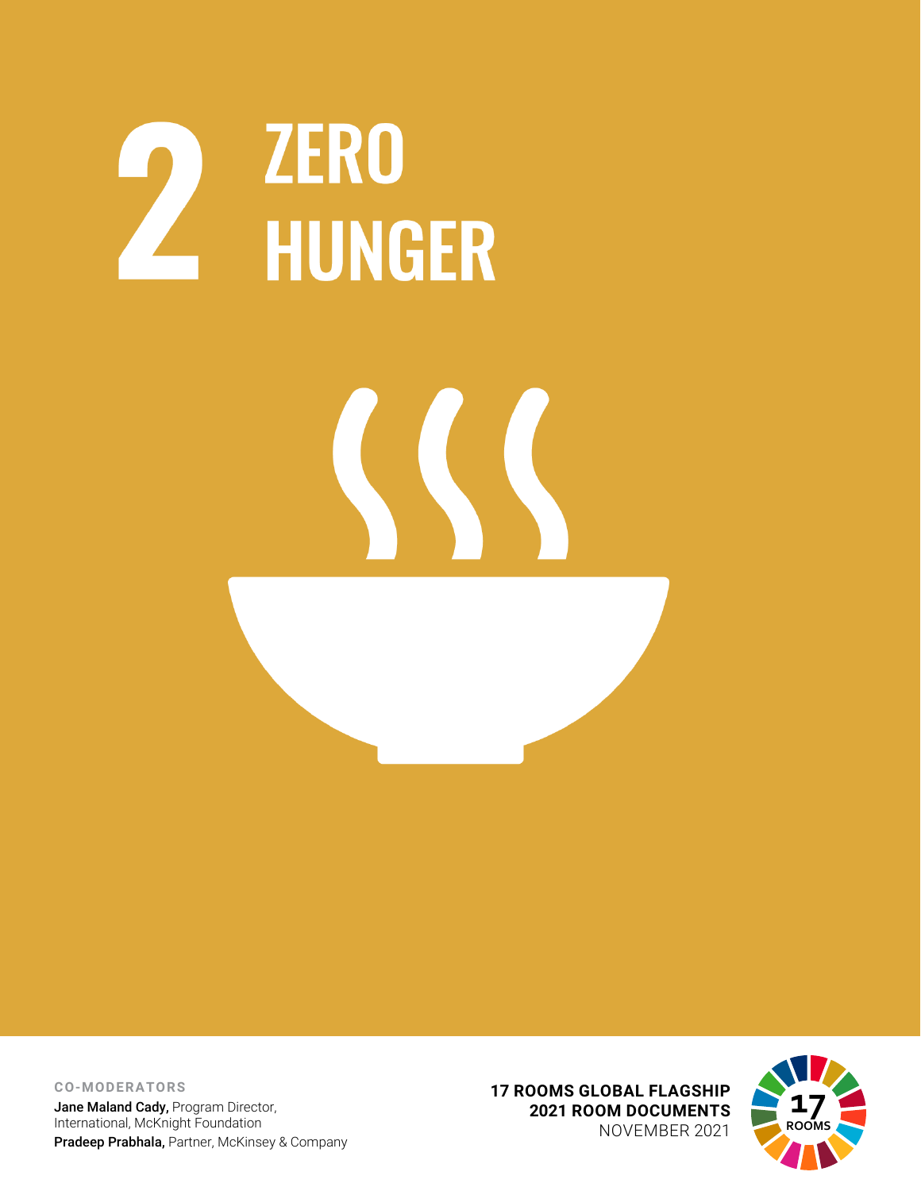# 2 ZERO HUNGER

**CO-MODERATORS**

**Jane Maland Cady,** Program Director, International, McKnight Foundation

**Pradeep Prabhala,** Partner, McKinsey & Company

**17 ROOMS GLOBAL FLAGSHIP**
**2021 ROOM DOCUMENTS**
NOVEMBER 2021

17 ROOMS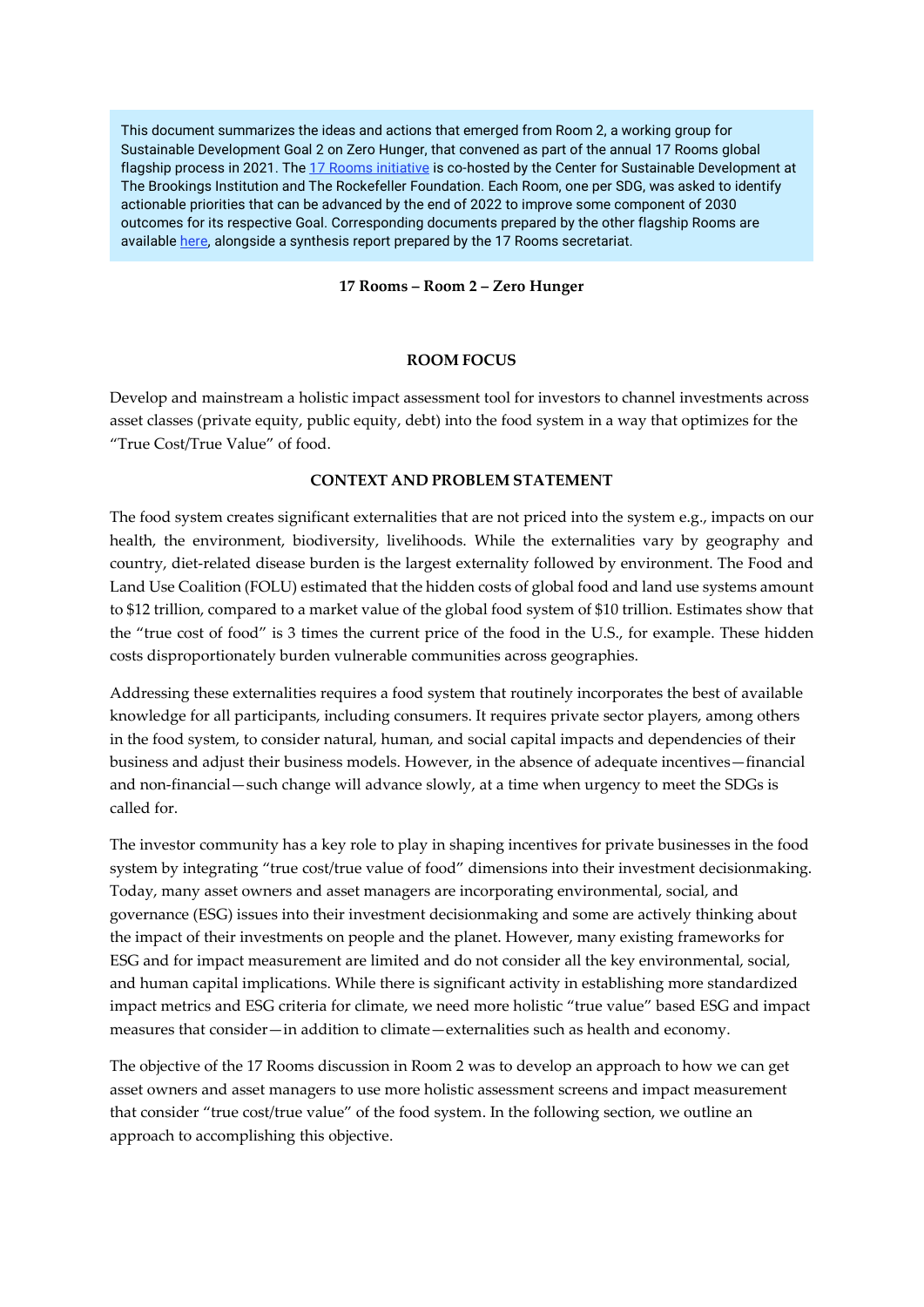This document summarizes the ideas and actions that emerged from Room 2, a working group for Sustainable Development Goal 2 on Zero Hunger, that convened as part of the annual 17 Rooms global flagship process in 2021. The [17 Rooms initiative](https://www.brookings.edu/project/17-rooms/) is co-hosted by the Center for Sustainable Development at The Brookings Institution and The Rockefeller Foundation. Each Room, one per SDG, was asked to identify actionable priorities that can be advanced by the end of 2022 to improve some component of 2030 outcomes for its respective Goal. Corresponding documents prepared by the other flagship Rooms are available [here](), alongside a synthesis report prepared by the 17 Rooms secretariat.

**17 Rooms – Room 2 – Zero Hunger**

## ROOM FOCUS

Develop and mainstream a holistic impact assessment tool for investors to channel investments across asset classes (private equity, public equity, debt) into the food system in a way that optimizes for the "True Cost/True Value" of food.

## CONTEXT AND PROBLEM STATEMENT

The food system creates significant externalities that are not priced into the system e.g., impacts on our health, the environment, biodiversity, livelihoods. While the externalities vary by geography and country, diet-related disease burden is the largest externality followed by environment. The Food and Land Use Coalition (FOLU) estimated that the hidden costs of global food and land use systems amount to $12 trillion, compared to a market value of the global food system of $10 trillion. Estimates show that the "true cost of food" is 3 times the current price of the food in the U.S., for example. These hidden costs disproportionately burden vulnerable communities across geographies.

Addressing these externalities requires a food system that routinely incorporates the best of available knowledge for all participants, including consumers. It requires private sector players, among others in the food system, to consider natural, human, and social capital impacts and dependencies of their business and adjust their business models. However, in the absence of adequate incentives—financial and non-financial—such change will advance slowly, at a time when urgency to meet the SDGs is called for.

The investor community has a key role to play in shaping incentives for private businesses in the food system by integrating "true cost/true value of food" dimensions into their investment decisionmaking. Today, many asset owners and asset managers are incorporating environmental, social, and governance (ESG) issues into their investment decisionmaking and some are actively thinking about the impact of their investments on people and the planet. However, many existing frameworks for ESG and for impact measurement are limited and do not consider all the key environmental, social, and human capital implications. While there is significant activity in establishing more standardized impact metrics and ESG criteria for climate, we need more holistic "true value" based ESG and impact measures that consider—in addition to climate—externalities such as health and economy.

The objective of the 17 Rooms discussion in Room 2 was to develop an approach to how we can get asset owners and asset managers to use more holistic assessment screens and impact measurement that consider "true cost/true value" of the food system. In the following section, we outline an approach to accomplishing this objective.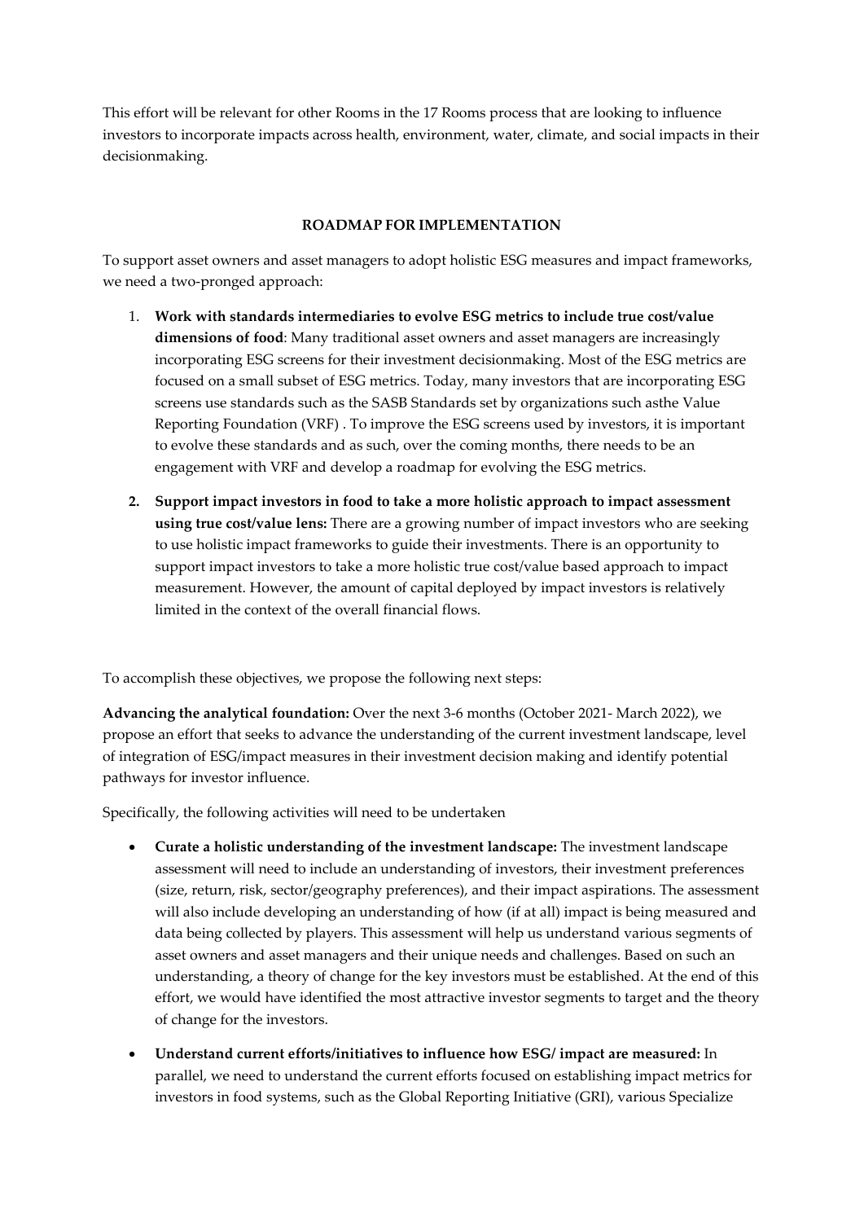This effort will be relevant for other Rooms in the 17 Rooms process that are looking to influence investors to incorporate impacts across health, environment, water, climate, and social impacts in their decisionmaking.

**ROADMAP FOR IMPLEMENTATION**

To support asset owners and asset managers to adopt holistic ESG measures and impact frameworks, we need a two-pronged approach:

1. **Work with standards intermediaries to evolve ESG metrics to include true cost/value dimensions of food**: Many traditional asset owners and asset managers are increasingly incorporating ESG screens for their investment decisionmaking. Most of the ESG metrics are focused on a small subset of ESG metrics. Today, many investors that are incorporating ESG screens use standards such as the SASB Standards set by organizations such asthe Value Reporting Foundation (VRF) . To improve the ESG screens used by investors, it is important to evolve these standards and as such, over the coming months, there needs to be an engagement with VRF and develop a roadmap for evolving the ESG metrics.
2. **Support impact investors in food to take a more holistic approach to impact assessment using true cost/value lens:** There are a growing number of impact investors who are seeking to use holistic impact frameworks to guide their investments. There is an opportunity to support impact investors to take a more holistic true cost/value based approach to impact measurement. However, the amount of capital deployed by impact investors is relatively limited in the context of the overall financial flows.

To accomplish these objectives, we propose the following next steps:

**Advancing the analytical foundation:** Over the next 3-6 months (October 2021- March 2022), we propose an effort that seeks to advance the understanding of the current investment landscape, level of integration of ESG/impact measures in their investment decision making and identify potential pathways for investor influence.

Specifically, the following activities will need to be undertaken

- **Curate a holistic understanding of the investment landscape:** The investment landscape assessment will need to include an understanding of investors, their investment preferences (size, return, risk, sector/geography preferences), and their impact aspirations. The assessment will also include developing an understanding of how (if at all) impact is being measured and data being collected by players. This assessment will help us understand various segments of asset owners and asset managers and their unique needs and challenges. Based on such an understanding, a theory of change for the key investors must be established. At the end of this effort, we would have identified the most attractive investor segments to target and the theory of change for the investors.
- **Understand current efforts/initiatives to influence how ESG/ impact are measured:** In parallel, we need to understand the current efforts focused on establishing impact metrics for investors in food systems, such as the Global Reporting Initiative (GRI), various Specialize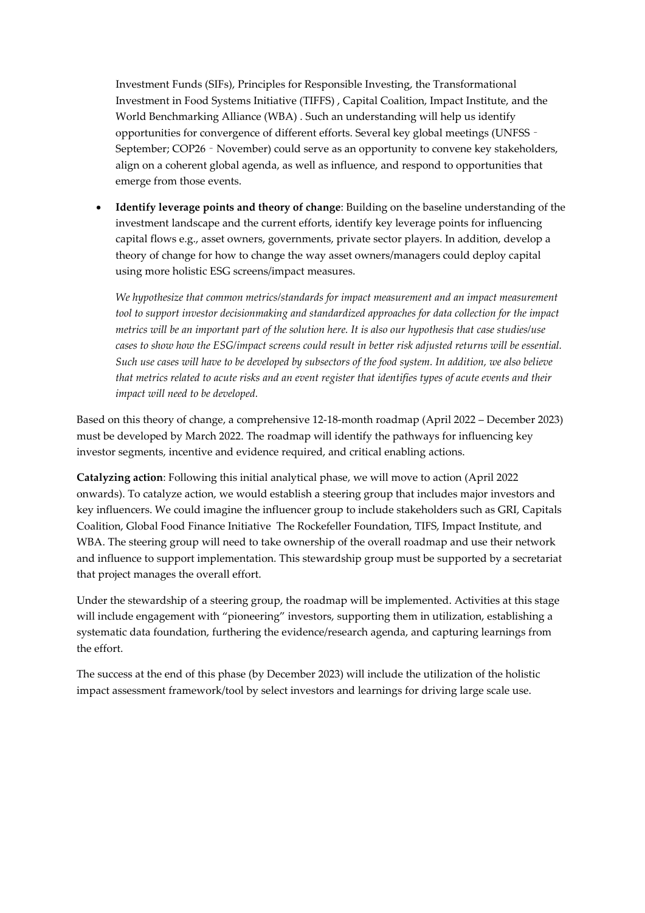Investment Funds (SIFs), Principles for Responsible Investing, the Transformational Investment in Food Systems Initiative (TIFFS) , Capital Coalition, Impact Institute, and the World Benchmarking Alliance (WBA) . Such an understanding will help us identify opportunities for convergence of different efforts. Several key global meetings (UNFSS - September; COP26 - November) could serve as an opportunity to convene key stakeholders, align on a coherent global agenda, as well as influence, and respond to opportunities that emerge from those events.

- **Identify leverage points and theory of change**: Building on the baseline understanding of the investment landscape and the current efforts, identify key leverage points for influencing capital flows e.g., asset owners, governments, private sector players. In addition, develop a theory of change for how to change the way asset owners/managers could deploy capital using more holistic ESG screens/impact measures.

  *We hypothesize that common metrics/standards for impact measurement and an impact measurement tool to support investor decisionmaking and standardized approaches for data collection for the impact metrics will be an important part of the solution here. It is also our hypothesis that case studies/use cases to show how the ESG/impact screens could result in better risk adjusted returns will be essential. Such use cases will have to be developed by subsectors of the food system. In addition, we also believe that metrics related to acute risks and an event register that identifies types of acute events and their impact will need to be developed.*

Based on this theory of change, a comprehensive 12-18-month roadmap (April 2022 – December 2023) must be developed by March 2022. The roadmap will identify the pathways for influencing key investor segments, incentive and evidence required, and critical enabling actions.

**Catalyzing action**: Following this initial analytical phase, we will move to action (April 2022 onwards). To catalyze action, we would establish a steering group that includes major investors and key influencers. We could imagine the influencer group to include stakeholders such as GRI, Capitals Coalition, Global Food Finance Initiative The Rockefeller Foundation, TIFS, Impact Institute, and WBA. The steering group will need to take ownership of the overall roadmap and use their network and influence to support implementation. This stewardship group must be supported by a secretariat that project manages the overall effort.

Under the stewardship of a steering group, the roadmap will be implemented. Activities at this stage will include engagement with "pioneering" investors, supporting them in utilization, establishing a systematic data foundation, furthering the evidence/research agenda, and capturing learnings from the effort.

The success at the end of this phase (by December 2023) will include the utilization of the holistic impact assessment framework/tool by select investors and learnings for driving large scale use.